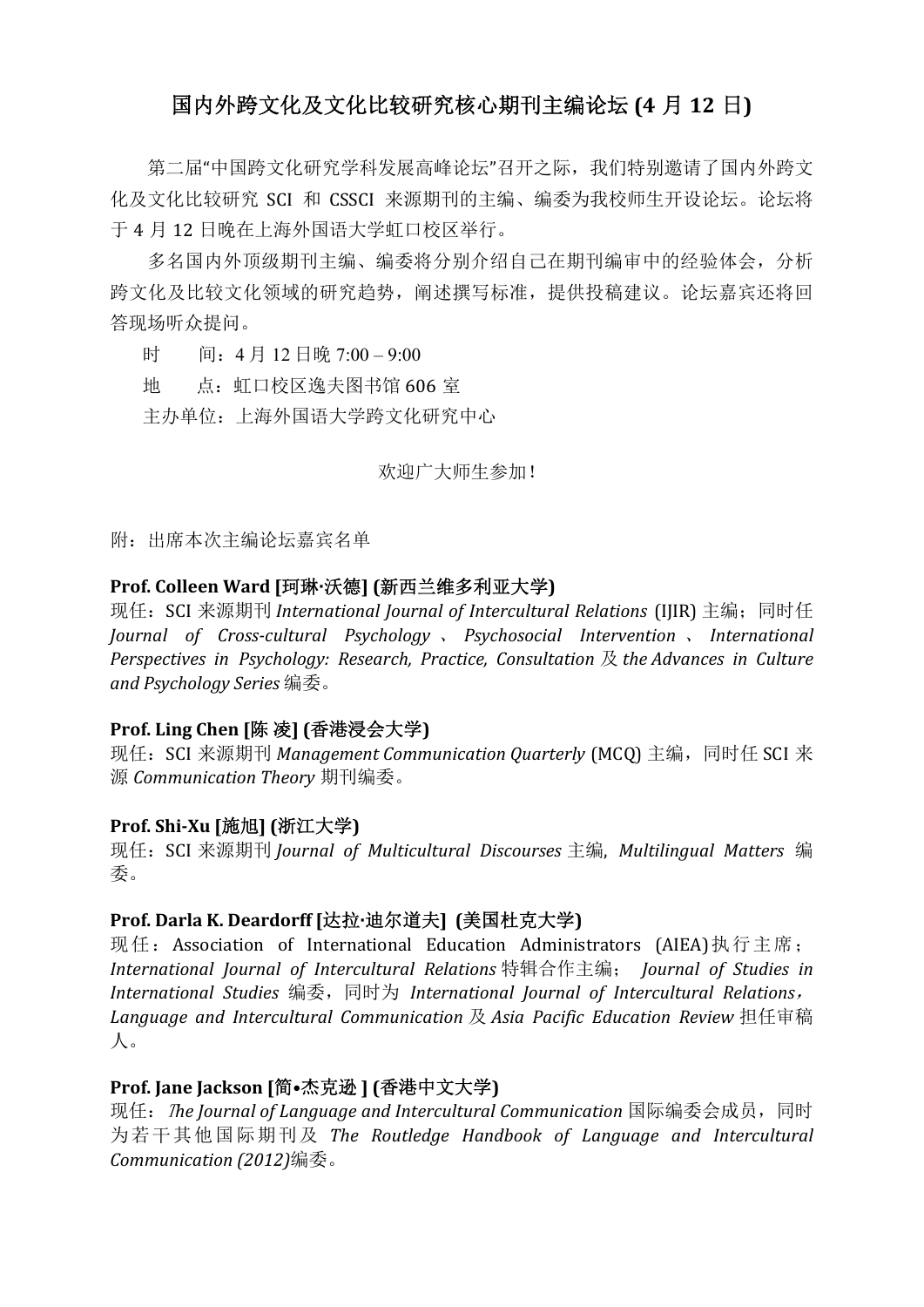# 国内外跨文化及文化比较研究核心期刊主编论坛 (4 月 12 日)

第二届“中国跨文化研究学科发展高峰论坛”召开之际，我们特别邀请了国内外跨文化及文化比较研究 SCI 和 CSSCI 来源期刊的主编、编委为我校师生开设论坛。论坛将于 4 月 12 日晚在上海外国语大学虹口校区举行。

多名国内外顶级期刊主编、编委将分别介绍自己在期刊编审中的经验体会，分析跨文化及比较文化领域的研究趋势，阐述撰写标准，提供投稿建议。论坛嘉宾还将回答现场听众提问。

时　　间：4 月 12 日晚 7:00 – 9:00

地　　点：虹口校区逸夫图书馆 606 室

主办单位：上海外国语大学跨文化研究中心

欢迎广大师生参加！

附：出席本次主编论坛嘉宾名单

**Prof. Colleen Ward [珂琳·沃德] (新西兰维多利亚大学)**

现任：SCI 来源期刊 *International Journal of Intercultural Relations* (IJIR) 主编；同时任 *Journal of Cross-cultural Psychology*、*Psychosocial Intervention*、*International Perspectives in Psychology: Research, Practice, Consultation* 及 *the Advances in Culture and Psychology Series* 编委。

**Prof. Ling Chen [陈 凌] (香港浸会大学)**

现任：SCI 来源期刊 *Management Communication Quarterly* (MCQ) 主编，同时任 SCI 来源 *Communication Theory* 期刊编委。

**Prof. Shi-Xu [施旭] (浙江大学)**

现任：SCI 来源期刊 *Journal of Multicultural Discourses* 主编, *Multilingual Matters* 编委。

**Prof. Darla K. Deardorff [达拉·迪尔道夫] (美国杜克大学)**

现任：Association of International Education Administrators (AIEA)执行主席；*International Journal of Intercultural Relations* 特辑合作主编； *Journal of Studies in International Studies* 编委，同时为 *International Journal of Intercultural Relations*，*Language and Intercultural Communication* 及 *Asia Pacific Education Review* 担任审稿人。

**Prof. Jane Jackson [简•杰克逊 ] (香港中文大学)**

现任：*The Journal of Language and Intercultural Communication* 国际编委会成员，同时为若干其他国际期刊及 *The Routledge Handbook of Language and Intercultural Communication (2012)*编委。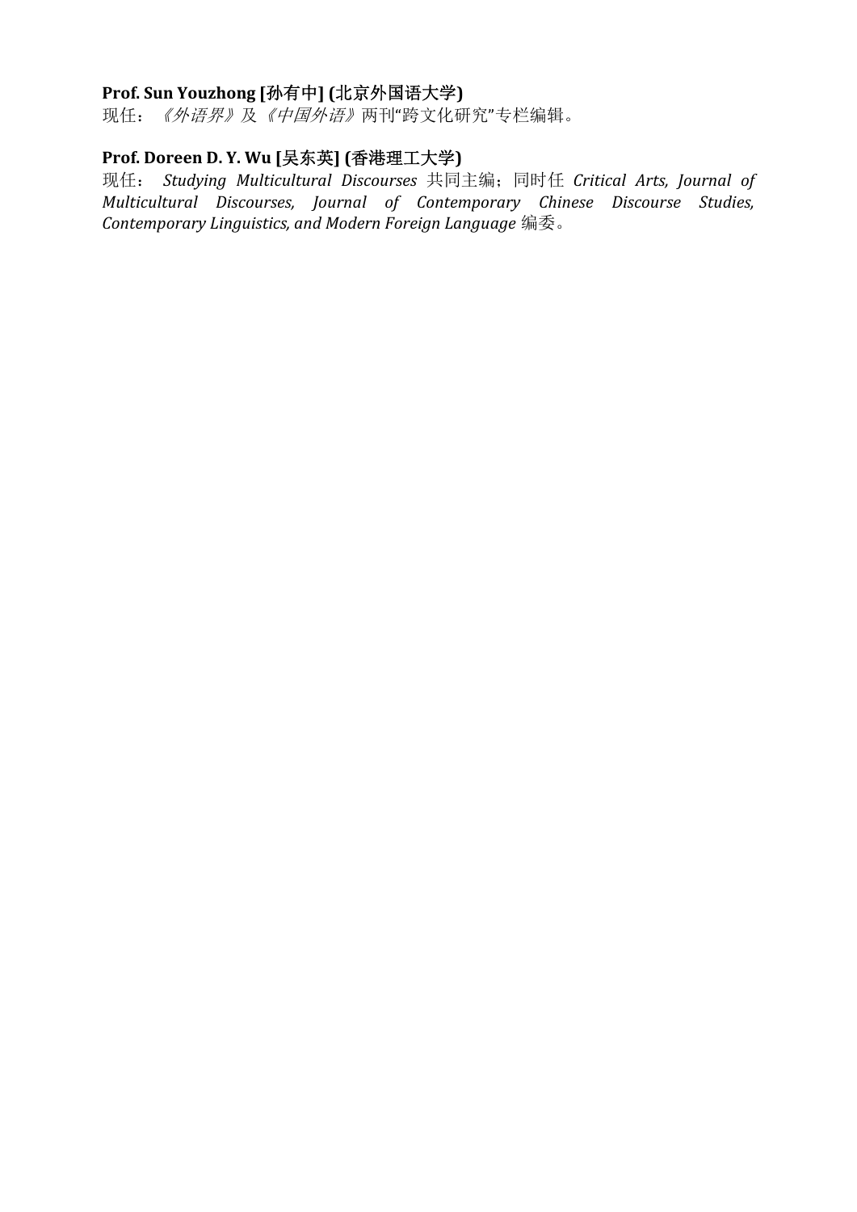**Prof. Sun Youzhong [孙有中] (北京外国语大学)**
现任：*《外语界》*及*《中国外语》*两刊"跨文化研究"专栏编辑。

**Prof. Doreen D. Y. Wu [吴东英] (香港理工大学)**
现任： *Studying Multicultural Discourses* 共同主编；同时任 *Critical Arts, Journal of Multicultural Discourses, Journal of Contemporary Chinese Discourse Studies, Contemporary Linguistics, and Modern Foreign Language* 编委。